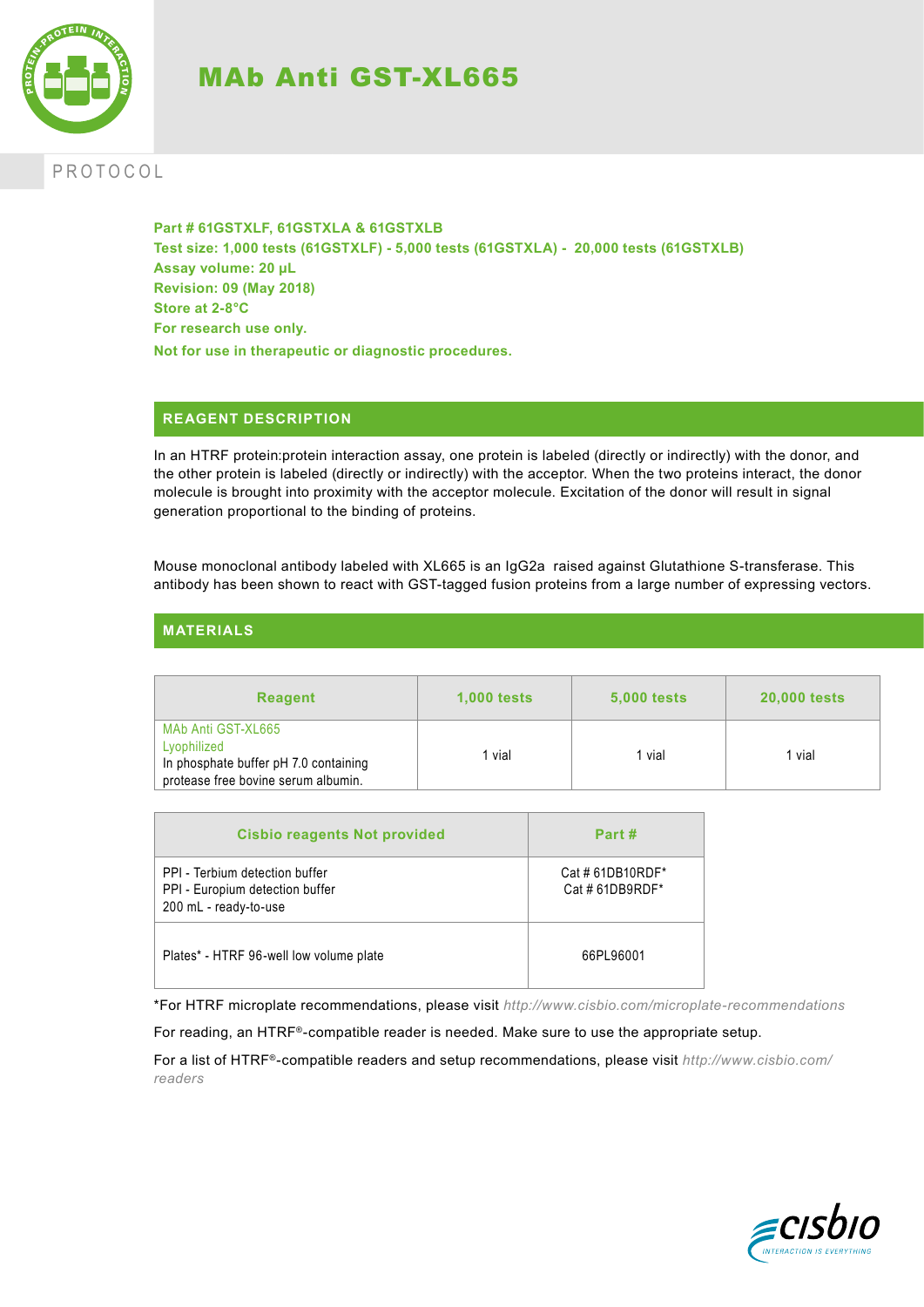# MAb Anti GST-XL665

PROTOCOL

**Part # 61GSTXLF, 61GSTXLA & 61GSTXLB**
**Test size: 1,000 tests (61GSTXLF) - 5,000 tests (61GSTXLA) - 20,000 tests (61GSTXLB)**
**Assay volume: 20 µL**
**Revision: 09 (May 2018)**
**Store at 2-8°C**
**For research use only.**
**Not for use in therapeutic or diagnostic procedures.**

## REAGENT DESCRIPTION

In an HTRF protein:protein interaction assay, one protein is labeled (directly or indirectly) with the donor, and the other protein is labeled (directly or indirectly) with the acceptor. When the two proteins interact, the donor molecule is brought into proximity with the acceptor molecule. Excitation of the donor will result in signal generation proportional to the binding of proteins.

Mouse monoclonal antibody labeled with XL665 is an IgG2a raised against Glutathione S-transferase. This antibody has been shown to react with GST-tagged fusion proteins from a large number of expressing vectors.

## MATERIALS

| Reagent | 1,000 tests | 5,000 tests | 20,000 tests |
|---|---|---|---|
| MAb Anti GST-XL665 Lyophilized In phosphate buffer pH 7.0 containing protease free bovine serum albumin. | 1 vial | 1 vial | 1 vial |

| Cisbio reagents Not provided | Part # |
|---|---|
| PPI - Terbium detection buffer<br>PPI - Europium detection buffer<br>200 mL - ready-to-use | Cat # 61DB10RDF*<br>Cat # 61DB9RDF* |
| Plates* - HTRF 96-well low volume plate | 66PL96001 |

*For HTRF microplate recommendations, please visit *http://www.cisbio.com/microplate-recommendations*

For reading, an HTRF®-compatible reader is needed. Make sure to use the appropriate setup.

For a list of HTRF®-compatible readers and setup recommendations, please visit *http://www.cisbio.com/readers*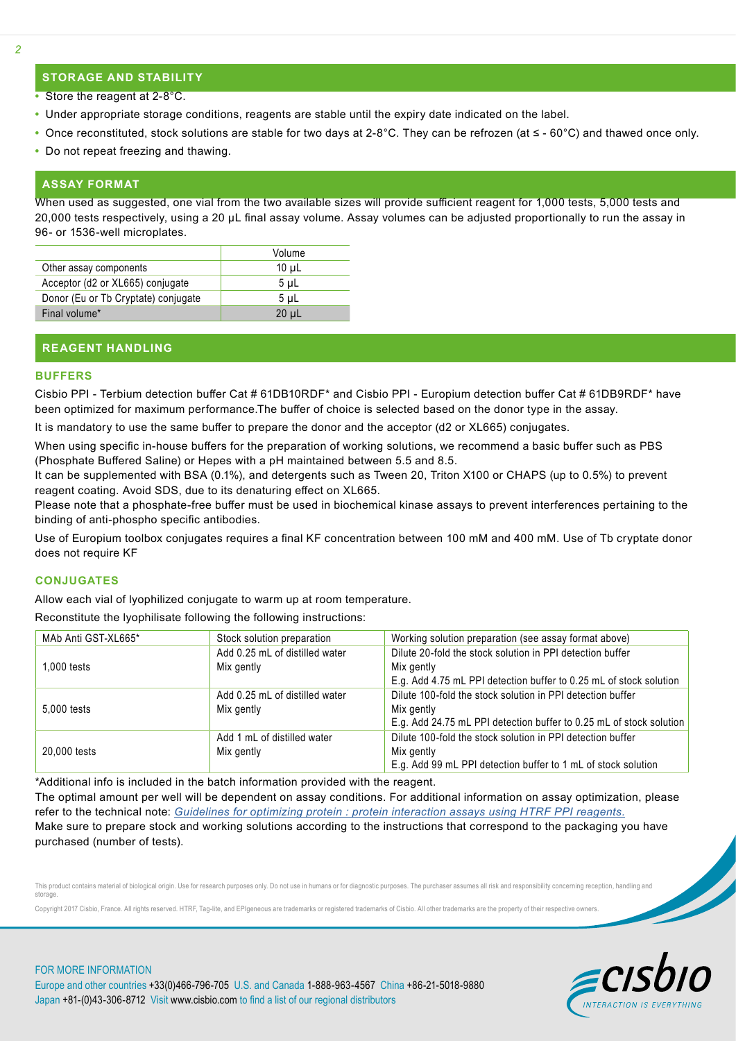## STORAGE AND STABILITY

- Store the reagent at 2-8°C.
- Under appropriate storage conditions, reagents are stable until the expiry date indicated on the label.
- Once reconstituted, stock solutions are stable for two days at 2-8°C. They can be refrozen (at ≤ - 60°C) and thawed once only.
- Do not repeat freezing and thawing.

## ASSAY FORMAT

When used as suggested, one vial from the two available sizes will provide sufficient reagent for 1,000 tests, 5,000 tests and 20,000 tests respectively, using a 20 µL final assay volume. Assay volumes can be adjusted proportionally to run the assay in 96- or 1536-well microplates.

| | Volume |
|---|---|
| Other assay components | 10 µL |
| Acceptor (d2 or XL665) conjugate | 5 µL |
| Donor (Eu or Tb Cryptate) conjugate | 5 µL |
| Final volume* | 20 µL |

## REAGENT HANDLING

### BUFFERS

Cisbio PPI - Terbium detection buffer Cat # 61DB10RDF* and Cisbio PPI - Europium detection buffer Cat # 61DB9RDF* have been optimized for maximum performance.The buffer of choice is selected based on the donor type in the assay.

It is mandatory to use the same buffer to prepare the donor and the acceptor (d2 or XL665) conjugates.

When using specific in-house buffers for the preparation of working solutions, we recommend a basic buffer such as PBS (Phosphate Buffered Saline) or Hepes with a pH maintained between 5.5 and 8.5.
It can be supplemented with BSA (0.1%), and detergents such as Tween 20, Triton X100 or CHAPS (up to 0.5%) to prevent reagent coating. Avoid SDS, due to its denaturing effect on XL665.
Please note that a phosphate-free buffer must be used in biochemical kinase assays to prevent interferences pertaining to the binding of anti-phospho specific antibodies.

Use of Europium toolbox conjugates requires a final KF concentration between 100 mM and 400 mM. Use of Tb cryptate donor does not require KF

### CONJUGATES

Allow each vial of lyophilized conjugate to warm up at room temperature.

Reconstitute the lyophilisate following the following instructions:

| MAb Anti GST-XL665* | Stock solution preparation | Working solution preparation (see assay format above) |
|---|---|---|
| 1,000 tests | Add 0.25 mL of distilled water<br>Mix gently | Dilute 20-fold the stock solution in PPI detection buffer<br>Mix gently<br>E.g. Add 4.75 mL PPI detection buffer to 0.25 mL of stock solution |
| 5,000 tests | Add 0.25 mL of distilled water<br>Mix gently | Dilute 100-fold the stock solution in PPI detection buffer<br>Mix gently<br>E.g. Add 24.75 mL PPI detection buffer to 0.25 mL of stock solution |
| 20,000 tests | Add 1 mL of distilled water<br>Mix gently | Dilute 100-fold the stock solution in PPI detection buffer<br>Mix gently<br>E.g. Add 99 mL PPI detection buffer to 1 mL of stock solution |

*Additional info is included in the batch information provided with the reagent.

The optimal amount per well will be dependent on assay conditions. For additional information on assay optimization, please refer to the technical note: *Guidelines for optimizing protein : protein interaction assays using HTRF PPI reagents.*

Make sure to prepare stock and working solutions according to the instructions that correspond to the packaging you have purchased (number of tests).

This product contains material of biological origin. Use for research purposes only. Do not use in humans or for diagnostic purposes. The purchaser assumes all risk and responsibility concerning reception, handling and storage.

Copyright 2017 Cisbio, France. All rights reserved. HTRF, Tag-lite, and EPIgeneous are trademarks or registered trademarks of Cisbio. All other trademarks are the property of their respective owners.

FOR MORE INFORMATION
Europe and other countries +33(0)466-796-705 U.S. and Canada 1-888-963-4567 China +86-21-5018-9880
Japan +81-(0)43-306-8712 Visit www.cisbio.com to find a list of our regional distributors

cisbio
INTERACTION IS EVERYTHING